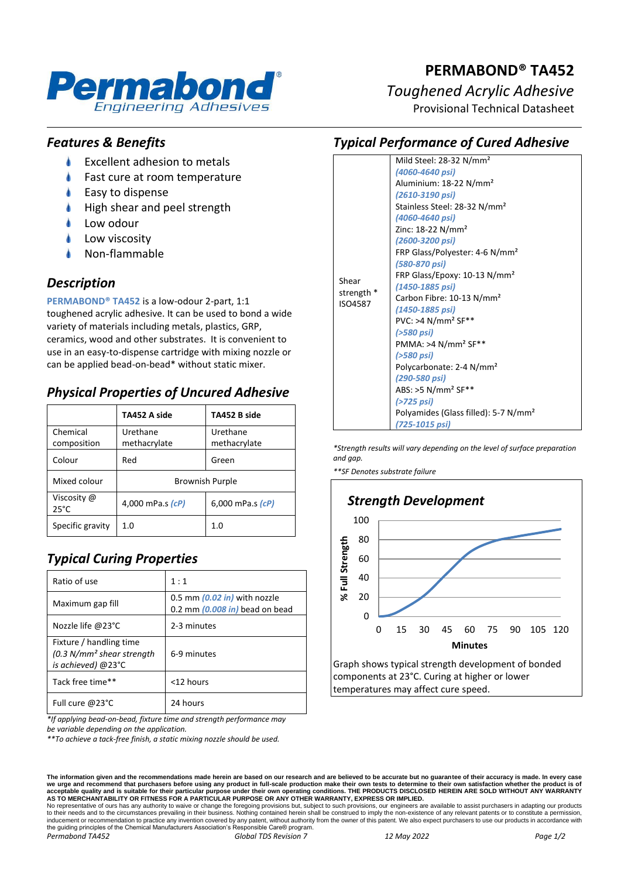# PERMABOND® TA452

*Toughened Acrylic Adhesive*

Provisional Technical Datasheet

## *Features & Benefits*

- Excellent adhesion to metals
- Fast cure at room temperature
- Easy to dispense
- High shear and peel strength
- Low odour
- Low viscosity
- Non-flammable

## *Description*

**PERMABOND® TA452** is a low-odour 2-part, 1:1 toughened acrylic adhesive. It can be used to bond a wide variety of materials including metals, plastics, GRP, ceramics, wood and other substrates. It is convenient to use in an easy-to-dispense cartridge with mixing nozzle or can be applied bead-on-bead* without static mixer.

## *Physical Properties of Uncured Adhesive*

| | TA452 A side | TA452 B side |
|---|---|---|
| Chemical composition | Urethane methacrylate | Urethane methacrylate |
| Colour | Red | Green |
| Mixed colour | Brownish Purple | |
| Viscosity @ 25°C | 4,000 mPa.s *(cP)* | 6,000 mPa.s *(cP)* |
| Specific gravity | 1.0 | 1.0 |

## *Typical Curing Properties*

| | |
|---|---|
| Ratio of use | 1 : 1 |
| Maximum gap fill | 0.5 mm *(0.02 in)* with nozzle<br>0.2 mm *(0.008 in)* bead on bead |
| Nozzle life @23°C | 2-3 minutes |
| Fixture / handling time *(0.3 N/mm² shear strength is achieved)* @23°C | 6-9 minutes |
| Tack free time** | <12 hours |
| Full cure @23°C | 24 hours |

*\*If applying bead-on-bead, fixture time and strength performance may be variable depending on the application.*

*\*\*To achieve a tack-free finish, a static mixing nozzle should be used.*

## *Typical Performance of Cured Adhesive*

| | |
|---|---|
| Shear strength * ISO4587 | Mild Steel: 28-32 N/mm² *(4060-4640 psi)*<br>Aluminium: 18-22 N/mm² *(2610-3190 psi)*<br>Stainless Steel: 28-32 N/mm² *(4060-4640 psi)*<br>Zinc: 18-22 N/mm² *(2600-3200 psi)*<br>FRP Glass/Polyester: 4-6 N/mm² *(580-870 psi)*<br>FRP Glass/Epoxy: 10-13 N/mm² *(1450-1885 psi)*<br>Carbon Fibre: 10-13 N/mm² *(1450-1885 psi)*<br>PVC: >4 N/mm² SF** *(>580 psi)*<br>PMMA: >4 N/mm² SF** *(>580 psi)*<br>Polycarbonate: 2-4 N/mm² *(290-580 psi)*<br>ABS: >5 N/mm² SF** *(>725 psi)*<br>Polyamides (Glass filled): 5-7 N/mm² *(725-1015 psi)* |

*\*Strength results will vary depending on the level of surface preparation and gap.*

*\*\*SF Denotes substrate failure*

### *Strength Development*

Graph shows typical strength development of bonded components at 23°C. Curing at higher or lower temperatures may affect cure speed.

**The information given and the recommendations made herein are based on our research and are believed to be accurate but no guarantee of their accuracy is made. In every case we urge and recommend that purchasers before using any product in full-scale production make their own tests to determine to their own satisfaction whether the product is of acceptable quality and is suitable for their particular purpose under their own operating conditions. THE PRODUCTS DISCLOSED HEREIN ARE SOLD WITHOUT ANY WARRANTY AS TO MERCHANTABILITY OR FITNESS FOR A PARTICULAR PURPOSE OR ANY OTHER WARRANTY, EXPRESS OR IMPLIED.**

No representative of ours has any authority to waive or change the foregoing provisions but, subject to such provisions, our engineers are available to assist purchasers in adapting our products to their needs and to the circumstances prevailing in their business. Nothing contained herein shall be construed to imply the non-existence of any relevant patents or to constitute a permission, inducement or recommendation to practice any invention covered by any patent, without authority from the owner of this patent. We also expect purchasers to use our products in accordance with the guiding principles of the Chemical Manufacturers Association's Responsible Care® program.

*Permabond TA452* | *Global TDS Revision 7* | *12 May 2022*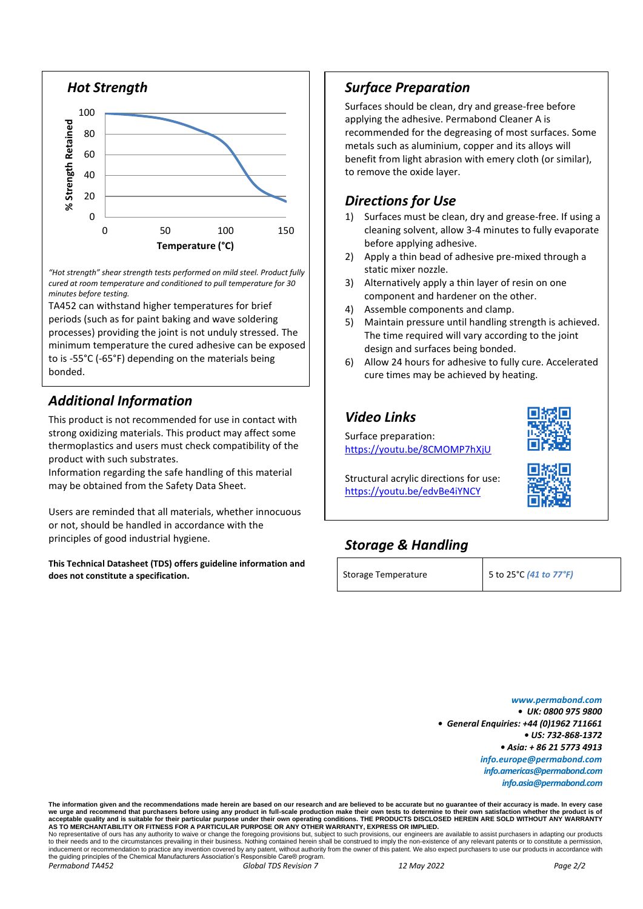## Hot Strength

% Strength Retained

100
80
60
40
20
0

0 50 100 150

Temperature (°C)

*"Hot strength" shear strength tests performed on mild steel. Product fully cured at room temperature and conditioned to pull temperature for 30 minutes before testing.*

TA452 can withstand higher temperatures for brief periods (such as for paint baking and wave soldering processes) providing the joint is not unduly stressed. The minimum temperature the cured adhesive can be exposed to is -55°C (-65°F) depending on the materials being bonded.

## Additional Information

This product is not recommended for use in contact with strong oxidizing materials. This product may affect some thermoplastics and users must check compatibility of the product with such substrates.

Information regarding the safe handling of this material may be obtained from the Safety Data Sheet.

Users are reminded that all materials, whether innocuous or not, should be handled in accordance with the principles of good industrial hygiene.

**This Technical Datasheet (TDS) offers guideline information and does not constitute a specification.**

## Surface Preparation

Surfaces should be clean, dry and grease-free before applying the adhesive. Permabond Cleaner A is recommended for the degreasing of most surfaces. Some metals such as aluminium, copper and its alloys will benefit from light abrasion with emery cloth (or similar), to remove the oxide layer.

## Directions for Use

1) Surfaces must be clean, dry and grease-free. If using a cleaning solvent, allow 3-4 minutes to fully evaporate before applying adhesive.
2) Apply a thin bead of adhesive pre-mixed through a static mixer nozzle.
3) Alternatively apply a thin layer of resin on one component and hardener on the other.
4) Assemble components and clamp.
5) Maintain pressure until handling strength is achieved. The time required will vary according to the joint design and surfaces being bonded.
6) Allow 24 hours for adhesive to fully cure. Accelerated cure times may be achieved by heating.

## Video Links

Surface preparation:
https://youtu.be/8CMOMP7hXjU

Structural acrylic directions for use:
https://youtu.be/edvBe4iYNCY

## Storage & Handling

| | |
|---|---|
| Storage Temperature | 5 to 25°C *(41 to 77°F)* |

*www.permabond.com*
*• UK: 0800 975 9800*
*• General Enquiries: +44 (0)1962 711661*
*• US: 732-868-1372*
*• Asia: + 86 21 5773 4913*
*info.europe@permabond.com*
*info.americas@permabond.com*
*info.asia@permabond.com*

**The information given and the recommendations made herein are based on our research and are believed to be accurate but no guarantee of their accuracy is made. In every case we urge and recommend that purchasers before using any product in full-scale production make their own tests to determine to their own satisfaction whether the product is of acceptable quality and is suitable for their particular purpose under their own operating conditions. THE PRODUCTS DISCLOSED HEREIN ARE SOLD WITHOUT ANY WARRANTY AS TO MERCHANTABILITY OR FITNESS FOR A PARTICULAR PURPOSE OR ANY OTHER WARRANTY, EXPRESS OR IMPLIED.**

No representative of ours has any authority to waive or change the foregoing provisions but, subject to such provisions, our engineers are available to assist purchasers in adapting our products to their needs and to the circumstances prevailing in their business. Nothing contained herein shall be construed to imply the non-existence of any relevant patents or to constitute a permission, inducement or recommendation to practice any invention covered by any patent, without authority from the owner of this patent. We also expect purchasers to use our products in accordance with the guiding principles of the Chemical Manufacturers Association's Responsible Care® program.

*Permabond TA452* *Global TDS Revision 7* *12 May 2022*